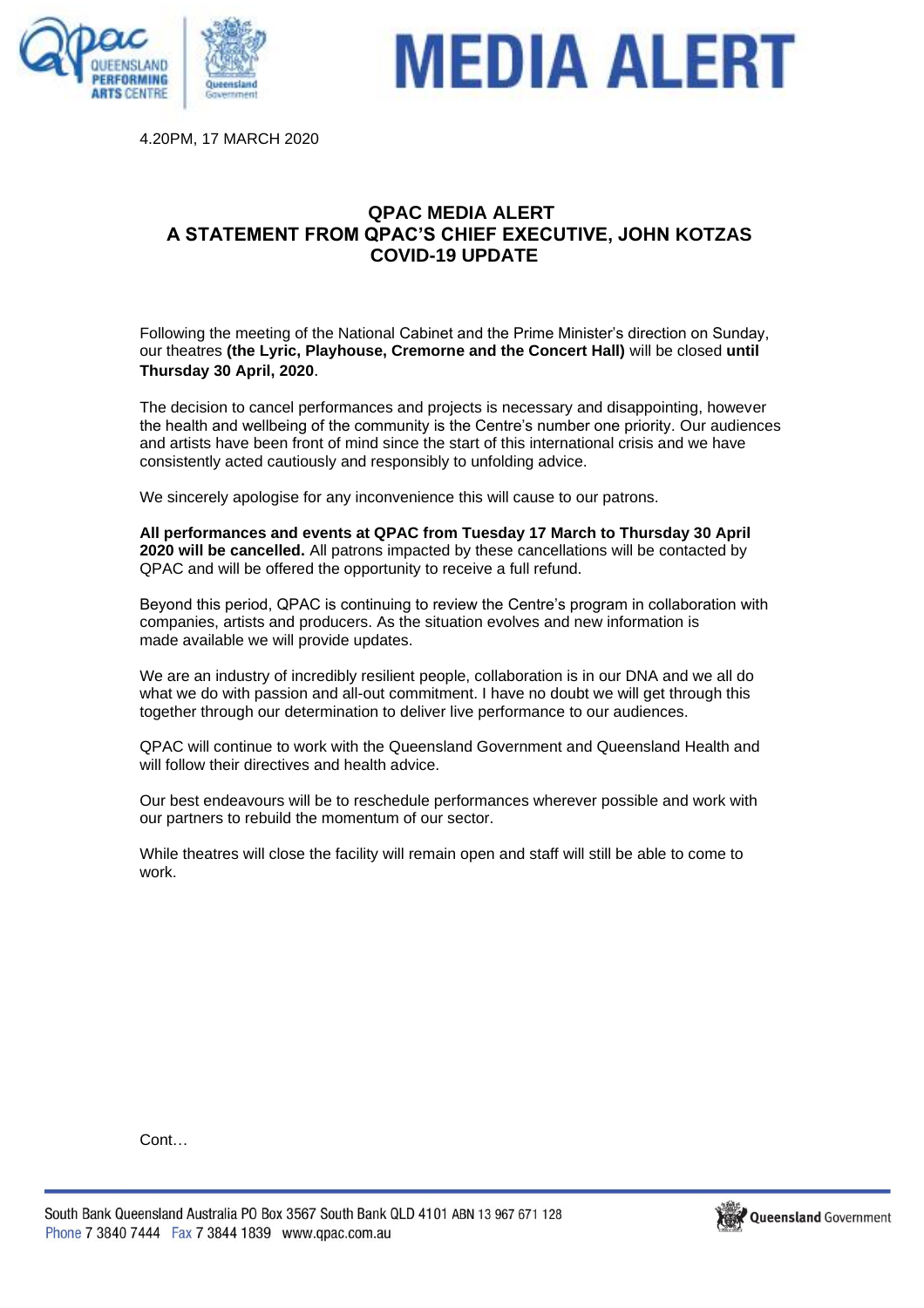# MEDIA ALERT

4.20PM, 17 MARCH 2020

## QPAC MEDIA ALERT
## A STATEMENT FROM QPAC'S CHIEF EXECUTIVE, JOHN KOTZAS
## COVID-19 UPDATE

Following the meeting of the National Cabinet and the Prime Minister's direction on Sunday, our theatres **(the Lyric, Playhouse, Cremorne and the Concert Hall)** will be closed **until Thursday 30 April, 2020**.

The decision to cancel performances and projects is necessary and disappointing, however the health and wellbeing of the community is the Centre's number one priority. Our audiences and artists have been front of mind since the start of this international crisis and we have consistently acted cautiously and responsibly to unfolding advice.

We sincerely apologise for any inconvenience this will cause to our patrons.

**All performances and events at QPAC from Tuesday 17 March to Thursday 30 April 2020 will be cancelled.** All patrons impacted by these cancellations will be contacted by QPAC and will be offered the opportunity to receive a full refund.

Beyond this period, QPAC is continuing to review the Centre's program in collaboration with companies, artists and producers. As the situation evolves and new information is made available we will provide updates.

We are an industry of incredibly resilient people, collaboration is in our DNA and we all do what we do with passion and all-out commitment. I have no doubt we will get through this together through our determination to deliver live performance to our audiences.

QPAC will continue to work with the Queensland Government and Queensland Health and will follow their directives and health advice.

Our best endeavours will be to reschedule performances wherever possible and work with our partners to rebuild the momentum of our sector.

While theatres will close the facility will remain open and staff will still be able to come to work.

Cont…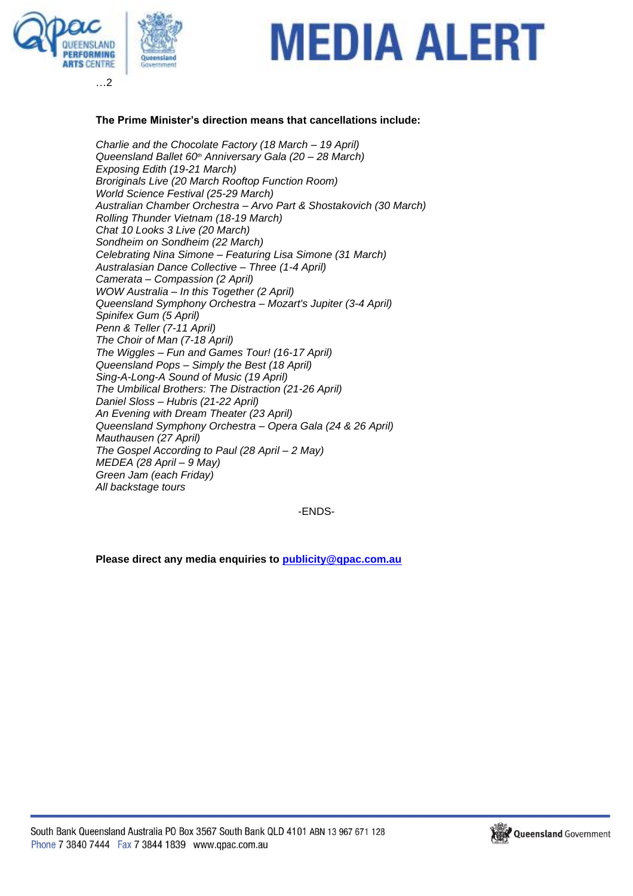**The Prime Minister's direction means that cancellations include:**

*Charlie and the Chocolate Factory (18 March – 19 April)*
*Queensland Ballet 60th Anniversary Gala (20 – 28 March)*
*Exposing Edith (19-21 March)*
*Broriginals Live (20 March Rooftop Function Room)*
*World Science Festival (25-29 March)*
*Australian Chamber Orchestra – Arvo Part & Shostakovich (30 March)*
*Rolling Thunder Vietnam (18-19 March)*
*Chat 10 Looks 3 Live (20 March)*
*Sondheim on Sondheim (22 March)*
*Celebrating Nina Simone – Featuring Lisa Simone (31 March)*
*Australasian Dance Collective – Three (1-4 April)*
*Camerata – Compassion (2 April)*
*WOW Australia – In this Together (2 April)*
*Queensland Symphony Orchestra – Mozart's Jupiter (3-4 April)*
*Spinifex Gum (5 April)*
*Penn & Teller (7-11 April)*
*The Choir of Man (7-18 April)*
*The Wiggles – Fun and Games Tour! (16-17 April)*
*Queensland Pops – Simply the Best (18 April)*
*Sing-A-Long-A Sound of Music (19 April)*
*The Umbilical Brothers: The Distraction (21-26 April)*
*Daniel Sloss – Hubris (21-22 April)*
*An Evening with Dream Theater (23 April)*
*Queensland Symphony Orchestra – Opera Gala (24 & 26 April)*
*Mauthausen (27 April)*
*The Gospel According to Paul (28 April – 2 May)*
*MEDEA (28 April – 9 May)*
*Green Jam (each Friday)*
*All backstage tours*

-ENDS-

**Please direct any media enquiries to [publicity@qpac.com.au](mailto:publicity@qpac.com.au)**